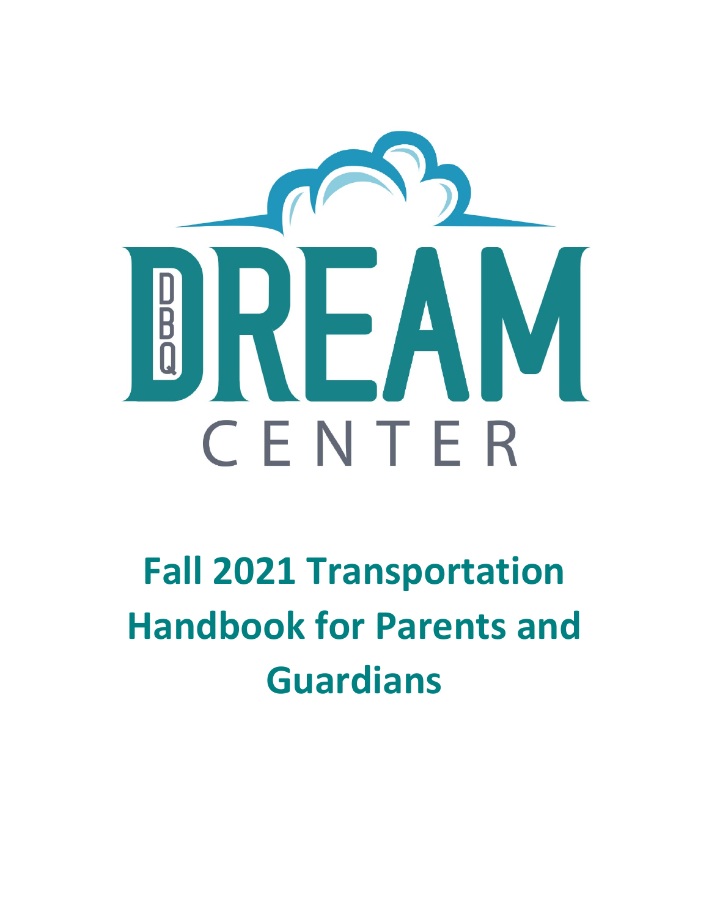DBQ DREAM CENTER

# Fall 2021 Transportation Handbook for Parents and Guardians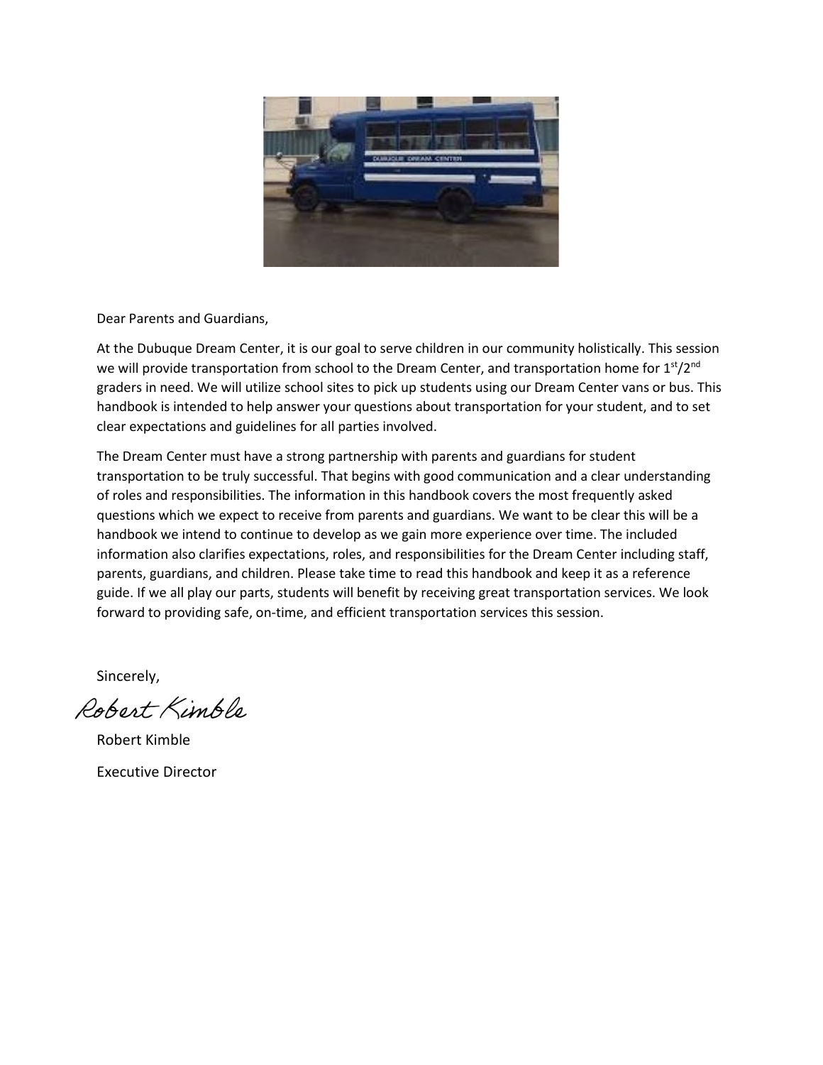Dear Parents and Guardians,

At the Dubuque Dream Center, it is our goal to serve children in our community holistically. This session we will provide transportation from school to the Dream Center, and transportation home for 1st/2nd graders in need. We will utilize school sites to pick up students using our Dream Center vans or bus. This handbook is intended to help answer your questions about transportation for your student, and to set clear expectations and guidelines for all parties involved.

The Dream Center must have a strong partnership with parents and guardians for student transportation to be truly successful. That begins with good communication and a clear understanding of roles and responsibilities. The information in this handbook covers the most frequently asked questions which we expect to receive from parents and guardians. We want to be clear this will be a handbook we intend to continue to develop as we gain more experience over time. The included information also clarifies expectations, roles, and responsibilities for the Dream Center including staff, parents, guardians, and children. Please take time to read this handbook and keep it as a reference guide. If we all play our parts, students will benefit by receiving great transportation services. We look forward to providing safe, on-time, and efficient transportation services this session.

Sincerely,

*Robert Kimble*

Robert Kimble

Executive Director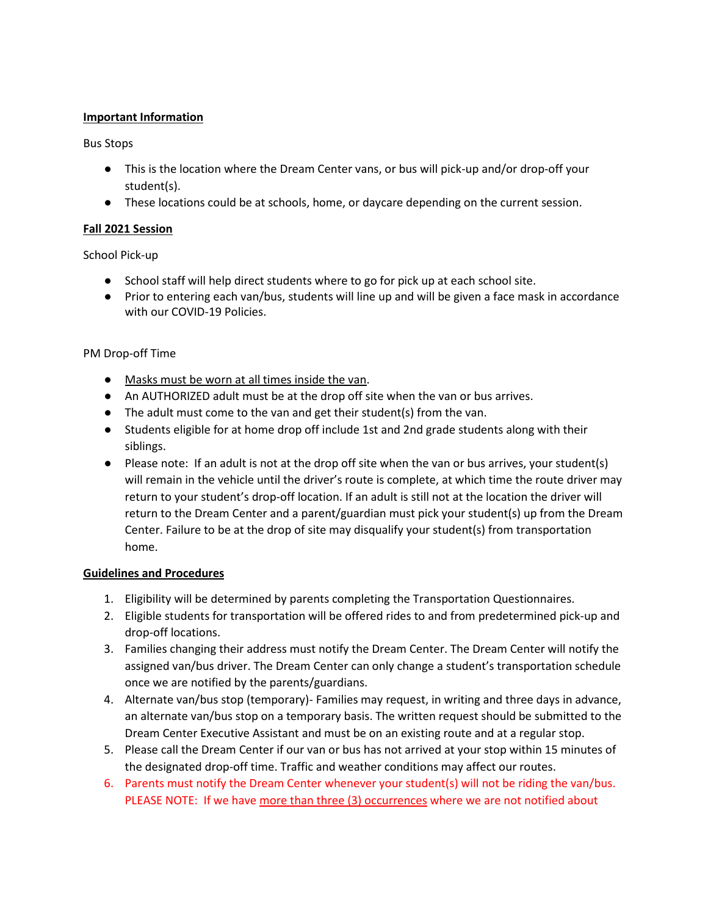**Important Information**

Bus Stops

- This is the location where the Dream Center vans, or bus will pick-up and/or drop-off your student(s).
- These locations could be at schools, home, or daycare depending on the current session.

**Fall 2021 Session**

School Pick-up

- School staff will help direct students where to go for pick up at each school site.
- Prior to entering each van/bus, students will line up and will be given a face mask in accordance with our COVID-19 Policies.

PM Drop-off Time

- Masks must be worn at all times inside the van.
- An AUTHORIZED adult must be at the drop off site when the van or bus arrives.
- The adult must come to the van and get their student(s) from the van.
- Students eligible for at home drop off include 1st and 2nd grade students along with their siblings.
- Please note: If an adult is not at the drop off site when the van or bus arrives, your student(s) will remain in the vehicle until the driver's route is complete, at which time the route driver may return to your student's drop-off location. If an adult is still not at the location the driver will return to the Dream Center and a parent/guardian must pick your student(s) up from the Dream Center. Failure to be at the drop of site may disqualify your student(s) from transportation home.

**Guidelines and Procedures**

1. Eligibility will be determined by parents completing the Transportation Questionnaires.
2. Eligible students for transportation will be offered rides to and from predetermined pick-up and drop-off locations.
3. Families changing their address must notify the Dream Center. The Dream Center will notify the assigned van/bus driver. The Dream Center can only change a student's transportation schedule once we are notified by the parents/guardians.
4. Alternate van/bus stop (temporary)- Families may request, in writing and three days in advance, an alternate van/bus stop on a temporary basis. The written request should be submitted to the Dream Center Executive Assistant and must be on an existing route and at a regular stop.
5. Please call the Dream Center if our van or bus has not arrived at your stop within 15 minutes of the designated drop-off time. Traffic and weather conditions may affect our routes.
6. Parents must notify the Dream Center whenever your student(s) will not be riding the van/bus. PLEASE NOTE: If we have more than three (3) occurrences where we are not notified about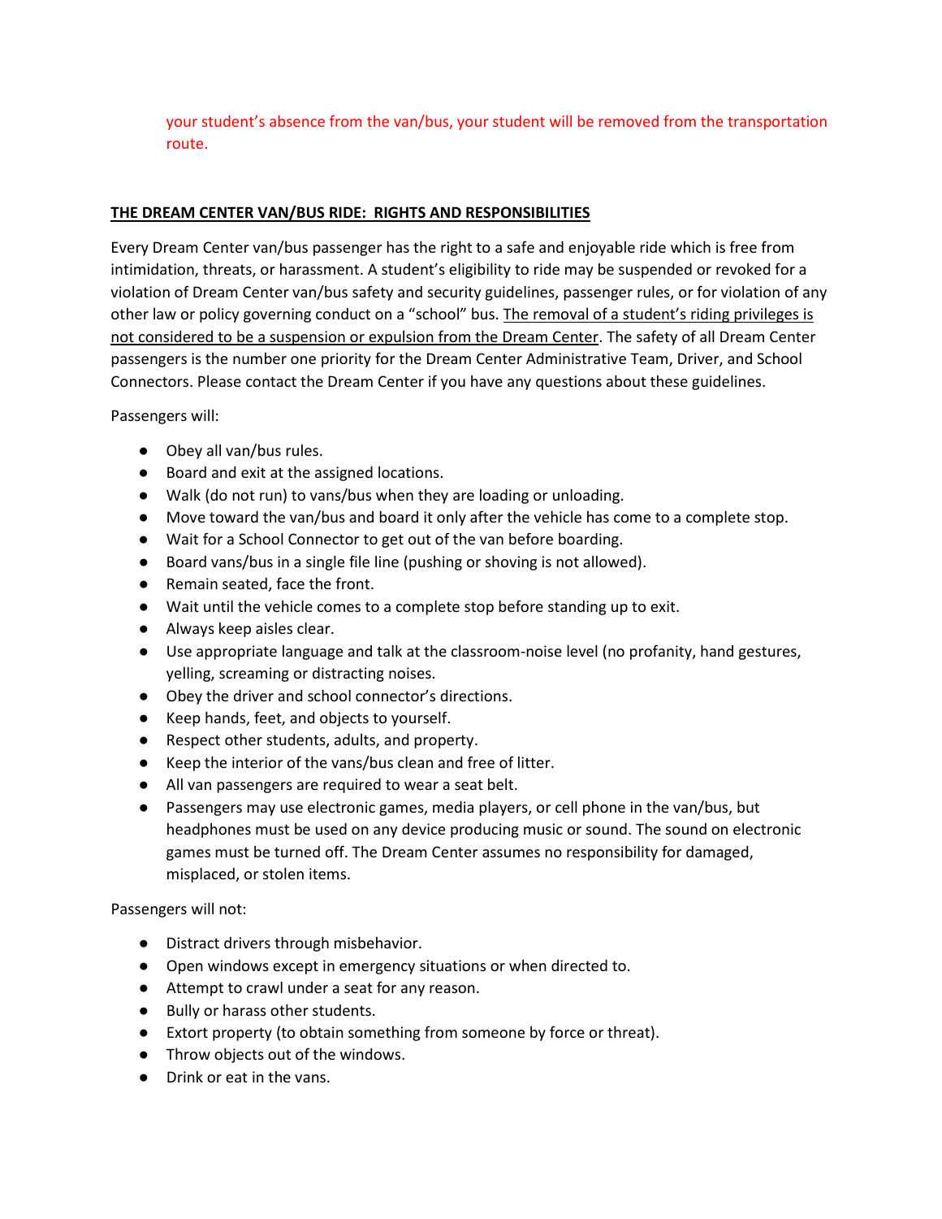your student's absence from the van/bus, your student will be removed from the transportation route.

**THE DREAM CENTER VAN/BUS RIDE: RIGHTS AND RESPONSIBILITIES**

Every Dream Center van/bus passenger has the right to a safe and enjoyable ride which is free from intimidation, threats, or harassment. A student's eligibility to ride may be suspended or revoked for a violation of Dream Center van/bus safety and security guidelines, passenger rules, or for violation of any other law or policy governing conduct on a "school" bus. The removal of a student's riding privileges is not considered to be a suspension or expulsion from the Dream Center. The safety of all Dream Center passengers is the number one priority for the Dream Center Administrative Team, Driver, and School Connectors. Please contact the Dream Center if you have any questions about these guidelines.

Passengers will:

- Obey all van/bus rules.
- Board and exit at the assigned locations.
- Walk (do not run) to vans/bus when they are loading or unloading.
- Move toward the van/bus and board it only after the vehicle has come to a complete stop.
- Wait for a School Connector to get out of the van before boarding.
- Board vans/bus in a single file line (pushing or shoving is not allowed).
- Remain seated, face the front.
- Wait until the vehicle comes to a complete stop before standing up to exit.
- Always keep aisles clear.
- Use appropriate language and talk at the classroom-noise level (no profanity, hand gestures, yelling, screaming or distracting noises.
- Obey the driver and school connector's directions.
- Keep hands, feet, and objects to yourself.
- Respect other students, adults, and property.
- Keep the interior of the vans/bus clean and free of litter.
- All van passengers are required to wear a seat belt.
- Passengers may use electronic games, media players, or cell phone in the van/bus, but headphones must be used on any device producing music or sound. The sound on electronic games must be turned off. The Dream Center assumes no responsibility for damaged, misplaced, or stolen items.

Passengers will not:

- Distract drivers through misbehavior.
- Open windows except in emergency situations or when directed to.
- Attempt to crawl under a seat for any reason.
- Bully or harass other students.
- Extort property (to obtain something from someone by force or threat).
- Throw objects out of the windows.
- Drink or eat in the vans.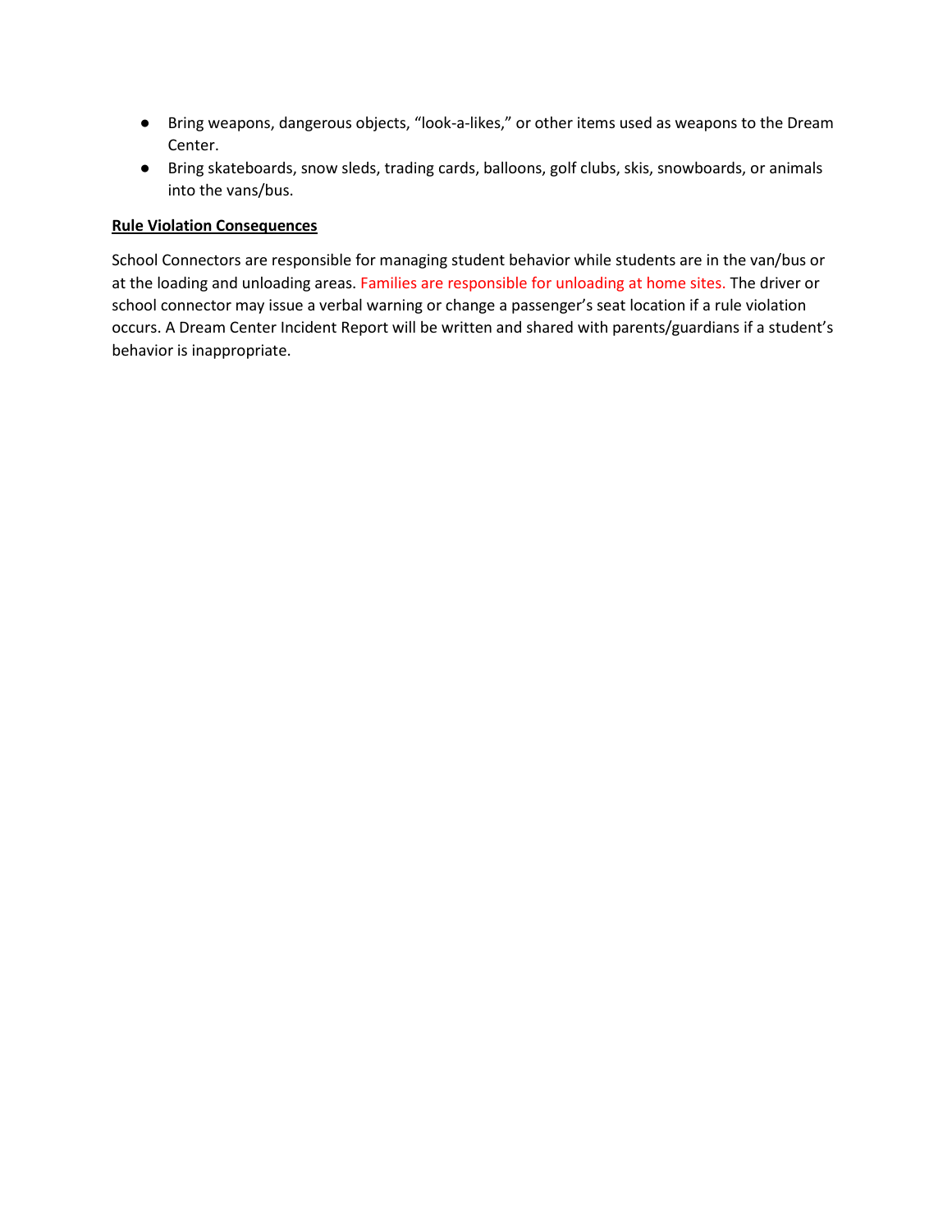- Bring weapons, dangerous objects, "look-a-likes," or other items used as weapons to the Dream Center.
- Bring skateboards, snow sleds, trading cards, balloons, golf clubs, skis, snowboards, or animals into the vans/bus.

**Rule Violation Consequences**

School Connectors are responsible for managing student behavior while students are in the van/bus or at the loading and unloading areas. Families are responsible for unloading at home sites. The driver or school connector may issue a verbal warning or change a passenger's seat location if a rule violation occurs. A Dream Center Incident Report will be written and shared with parents/guardians if a student's behavior is inappropriate.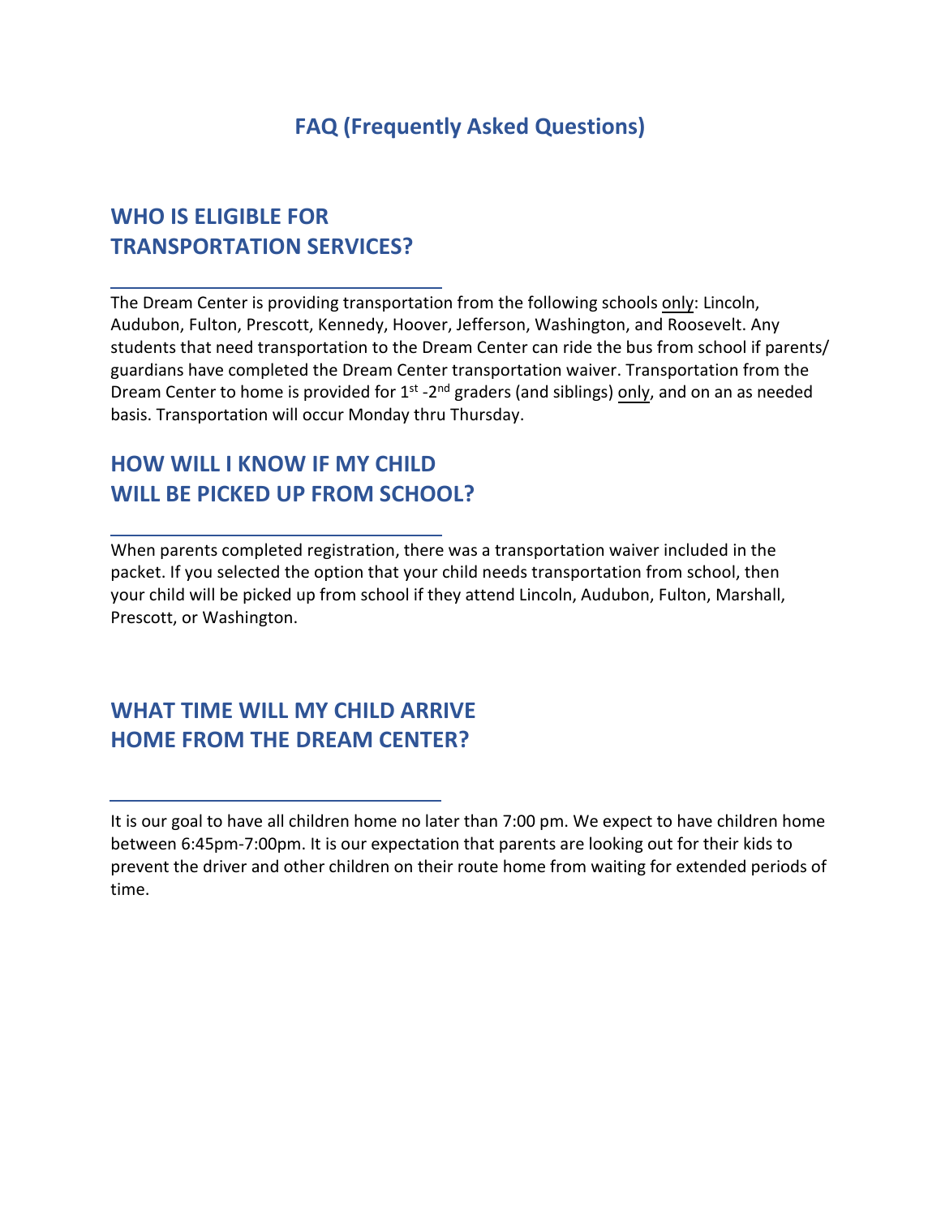# FAQ (Frequently Asked Questions)

## WHO IS ELIGIBLE FOR TRANSPORTATION SERVICES?

The Dream Center is providing transportation from the following schools only: Lincoln, Audubon, Fulton, Prescott, Kennedy, Hoover, Jefferson, Washington, and Roosevelt. Any students that need transportation to the Dream Center can ride the bus from school if parents/ guardians have completed the Dream Center transportation waiver. Transportation from the Dream Center to home is provided for 1st -2nd graders (and siblings) only, and on an as needed basis. Transportation will occur Monday thru Thursday.

## HOW WILL I KNOW IF MY CHILD WILL BE PICKED UP FROM SCHOOL?

When parents completed registration, there was a transportation waiver included in the packet. If you selected the option that your child needs transportation from school, then your child will be picked up from school if they attend Lincoln, Audubon, Fulton, Marshall, Prescott, or Washington.

## WHAT TIME WILL MY CHILD ARRIVE HOME FROM THE DREAM CENTER?

It is our goal to have all children home no later than 7:00 pm. We expect to have children home between 6:45pm-7:00pm. It is our expectation that parents are looking out for their kids to prevent the driver and other children on their route home from waiting for extended periods of time.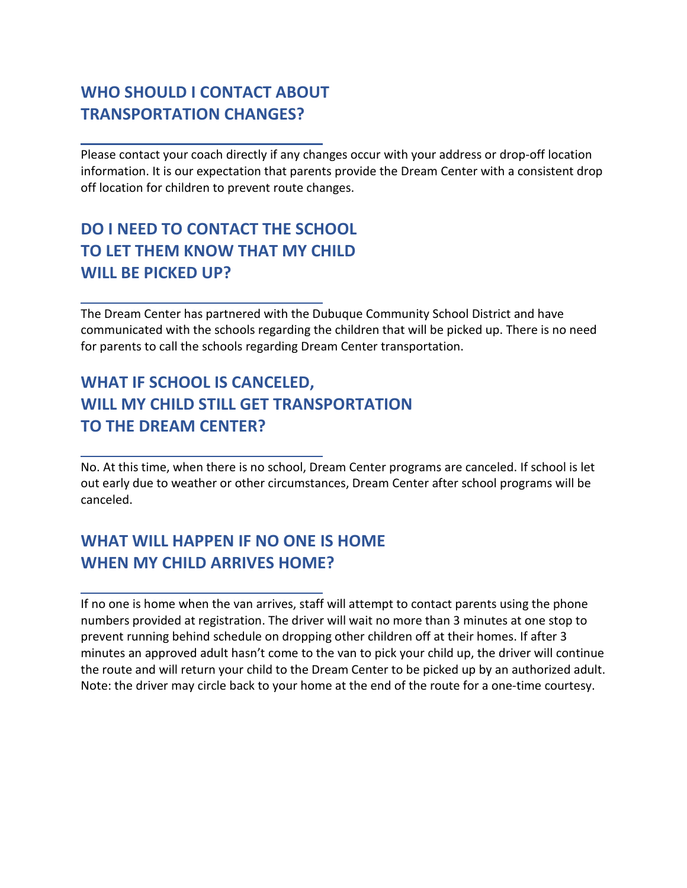## WHO SHOULD I CONTACT ABOUT TRANSPORTATION CHANGES?

Please contact your coach directly if any changes occur with your address or drop-off location information. It is our expectation that parents provide the Dream Center with a consistent drop off location for children to prevent route changes.

## DO I NEED TO CONTACT THE SCHOOL TO LET THEM KNOW THAT MY CHILD WILL BE PICKED UP?

The Dream Center has partnered with the Dubuque Community School District and have communicated with the schools regarding the children that will be picked up. There is no need for parents to call the schools regarding Dream Center transportation.

## WHAT IF SCHOOL IS CANCELED, WILL MY CHILD STILL GET TRANSPORTATION TO THE DREAM CENTER?

No. At this time, when there is no school, Dream Center programs are canceled. If school is let out early due to weather or other circumstances, Dream Center after school programs will be canceled.

## WHAT WILL HAPPEN IF NO ONE IS HOME WHEN MY CHILD ARRIVES HOME?

If no one is home when the van arrives, staff will attempt to contact parents using the phone numbers provided at registration. The driver will wait no more than 3 minutes at one stop to prevent running behind schedule on dropping other children off at their homes. If after 3 minutes an approved adult hasn't come to the van to pick your child up, the driver will continue the route and will return your child to the Dream Center to be picked up by an authorized adult. Note: the driver may circle back to your home at the end of the route for a one-time courtesy.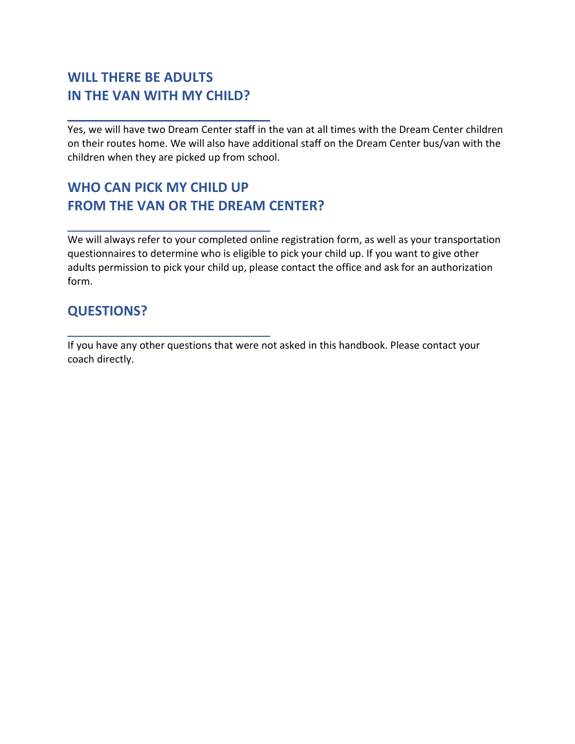## WILL THERE BE ADULTS IN THE VAN WITH MY CHILD?

Yes, we will have two Dream Center staff in the van at all times with the Dream Center children on their routes home. We will also have additional staff on the Dream Center bus/van with the children when they are picked up from school.

## WHO CAN PICK MY CHILD UP FROM THE VAN OR THE DREAM CENTER?

We will always refer to your completed online registration form, as well as your transportation questionnaires to determine who is eligible to pick your child up. If you want to give other adults permission to pick your child up, please contact the office and ask for an authorization form.

## QUESTIONS?

If you have any other questions that were not asked in this handbook. Please contact your coach directly.